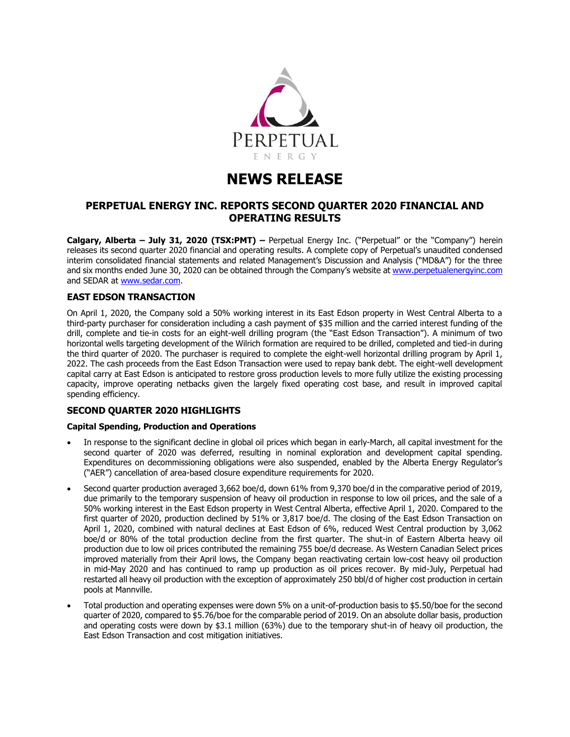# NEWS RELEASE

## PERPETUAL ENERGY INC. REPORTS SECOND QUARTER 2020 FINANCIAL AND OPERATING RESULTS

**Calgary, Alberta – July 31, 2020 (TSX:PMT) –** Perpetual Energy Inc. ("Perpetual" or the "Company") herein releases its second quarter 2020 financial and operating results. A complete copy of Perpetual's unaudited condensed interim consolidated financial statements and related Management's Discussion and Analysis ("MD&A") for the three and six months ended June 30, 2020 can be obtained through the Company's website at www.perpetualenergyinc.com and SEDAR at www.sedar.com.

## EAST EDSON TRANSACTION

On April 1, 2020, the Company sold a 50% working interest in its East Edson property in West Central Alberta to a third-party purchaser for consideration including a cash payment of $35 million and the carried interest funding of the drill, complete and tie-in costs for an eight-well drilling program (the "East Edson Transaction"). A minimum of two horizontal wells targeting development of the Wilrich formation are required to be drilled, completed and tied-in during the third quarter of 2020. The purchaser is required to complete the eight-well horizontal drilling program by April 1, 2022. The cash proceeds from the East Edson Transaction were used to repay bank debt. The eight-well development capital carry at East Edson is anticipated to restore gross production levels to more fully utilize the existing processing capacity, improve operating netbacks given the largely fixed operating cost base, and result in improved capital spending efficiency.

## SECOND QUARTER 2020 HIGHLIGHTS

### Capital Spending, Production and Operations

- In response to the significant decline in global oil prices which began in early-March, all capital investment for the second quarter of 2020 was deferred, resulting in nominal exploration and development capital spending. Expenditures on decommissioning obligations were also suspended, enabled by the Alberta Energy Regulator's ("AER") cancellation of area-based closure expenditure requirements for 2020.
- Second quarter production averaged 3,662 boe/d, down 61% from 9,370 boe/d in the comparative period of 2019, due primarily to the temporary suspension of heavy oil production in response to low oil prices, and the sale of a 50% working interest in the East Edson property in West Central Alberta, effective April 1, 2020. Compared to the first quarter of 2020, production declined by 51% or 3,817 boe/d. The closing of the East Edson Transaction on April 1, 2020, combined with natural declines at East Edson of 6%, reduced West Central production by 3,062 boe/d or 80% of the total production decline from the first quarter. The shut-in of Eastern Alberta heavy oil production due to low oil prices contributed the remaining 755 boe/d decrease. As Western Canadian Select prices improved materially from their April lows, the Company began reactivating certain low-cost heavy oil production in mid-May 2020 and has continued to ramp up production as oil prices recover. By mid-July, Perpetual had restarted all heavy oil production with the exception of approximately 250 bbl/d of higher cost production in certain pools at Mannville.
- Total production and operating expenses were down 5% on a unit-of-production basis to $5.50/boe for the second quarter of 2020, compared to $5.76/boe for the comparable period of 2019. On an absolute dollar basis, production and operating costs were down by $3.1 million (63%) due to the temporary shut-in of heavy oil production, the East Edson Transaction and cost mitigation initiatives.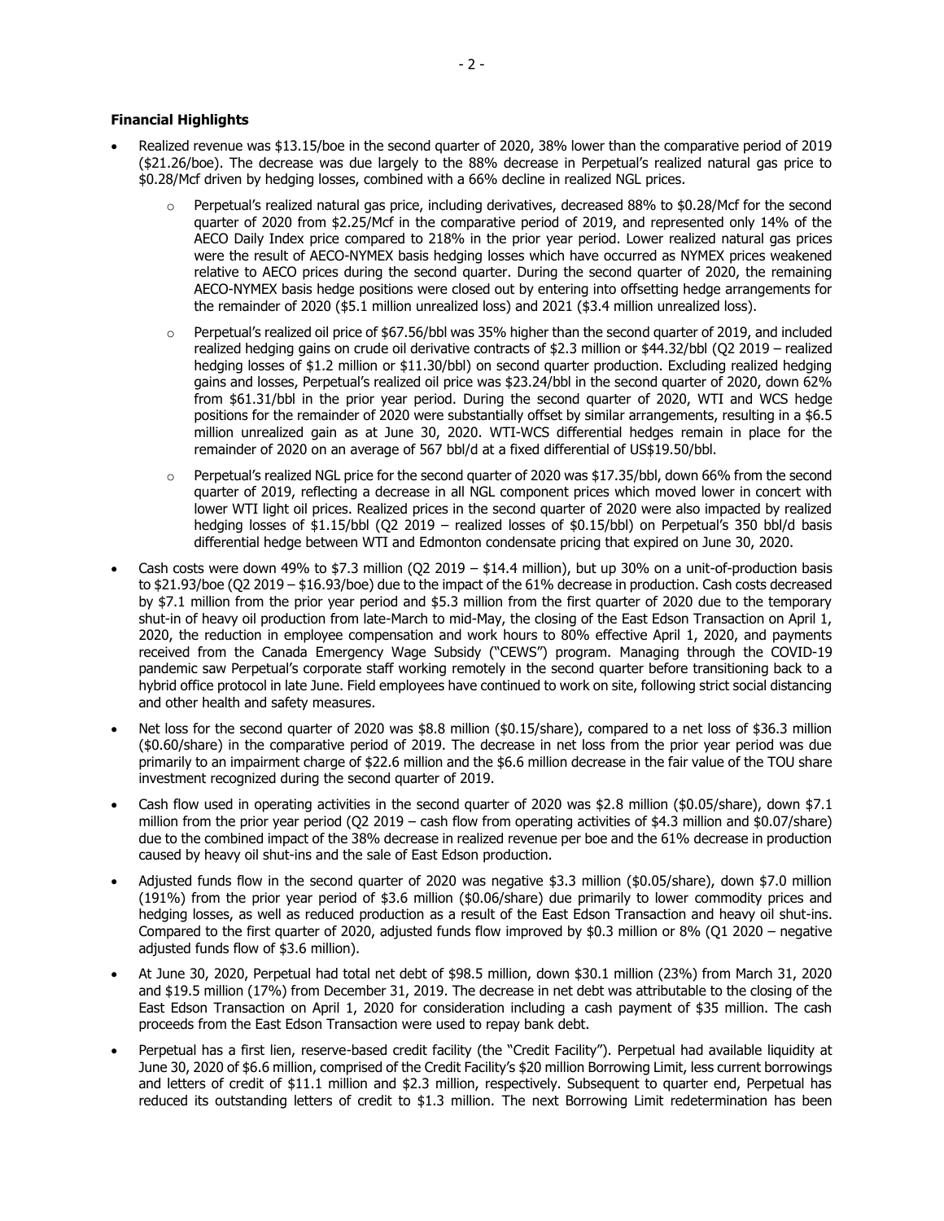**Financial Highlights**

- Realized revenue was $13.15/boe in the second quarter of 2020, 38% lower than the comparative period of 2019 ($21.26/boe). The decrease was due largely to the 88% decrease in Perpetual's realized natural gas price to $0.28/Mcf driven by hedging losses, combined with a 66% decline in realized NGL prices.
    - Perpetual's realized natural gas price, including derivatives, decreased 88% to $0.28/Mcf for the second quarter of 2020 from $2.25/Mcf in the comparative period of 2019, and represented only 14% of the AECO Daily Index price compared to 218% in the prior year period. Lower realized natural gas prices were the result of AECO-NYMEX basis hedging losses which have occurred as NYMEX prices weakened relative to AECO prices during the second quarter. During the second quarter of 2020, the remaining AECO-NYMEX basis hedge positions were closed out by entering into offsetting hedge arrangements for the remainder of 2020 ($5.1 million unrealized loss) and 2021 ($3.4 million unrealized loss).
    - Perpetual's realized oil price of $67.56/bbl was 35% higher than the second quarter of 2019, and included realized hedging gains on crude oil derivative contracts of $2.3 million or $44.32/bbl (Q2 2019 – realized hedging losses of $1.2 million or $11.30/bbl) on second quarter production. Excluding realized hedging gains and losses, Perpetual's realized oil price was $23.24/bbl in the second quarter of 2020, down 62% from $61.31/bbl in the prior year period. During the second quarter of 2020, WTI and WCS hedge positions for the remainder of 2020 were substantially offset by similar arrangements, resulting in a $6.5 million unrealized gain as at June 30, 2020. WTI-WCS differential hedges remain in place for the remainder of 2020 on an average of 567 bbl/d at a fixed differential of US$19.50/bbl.
    - Perpetual's realized NGL price for the second quarter of 2020 was $17.35/bbl, down 66% from the second quarter of 2019, reflecting a decrease in all NGL component prices which moved lower in concert with lower WTI light oil prices. Realized prices in the second quarter of 2020 were also impacted by realized hedging losses of $1.15/bbl (Q2 2019 – realized losses of $0.15/bbl) on Perpetual's 350 bbl/d basis differential hedge between WTI and Edmonton condensate pricing that expired on June 30, 2020.
- Cash costs were down 49% to $7.3 million (Q2 2019 – $14.4 million), but up 30% on a unit-of-production basis to $21.93/boe (Q2 2019 – $16.93/boe) due to the impact of the 61% decrease in production. Cash costs decreased by $7.1 million from the prior year period and $5.3 million from the first quarter of 2020 due to the temporary shut-in of heavy oil production from late-March to mid-May, the closing of the East Edson Transaction on April 1, 2020, the reduction in employee compensation and work hours to 80% effective April 1, 2020, and payments received from the Canada Emergency Wage Subsidy ("CEWS") program. Managing through the COVID-19 pandemic saw Perpetual's corporate staff working remotely in the second quarter before transitioning back to a hybrid office protocol in late June. Field employees have continued to work on site, following strict social distancing and other health and safety measures.
- Net loss for the second quarter of 2020 was $8.8 million ($0.15/share), compared to a net loss of $36.3 million ($0.60/share) in the comparative period of 2019. The decrease in net loss from the prior year period was due primarily to an impairment charge of $22.6 million and the $6.6 million decrease in the fair value of the TOU share investment recognized during the second quarter of 2019.
- Cash flow used in operating activities in the second quarter of 2020 was $2.8 million ($0.05/share), down $7.1 million from the prior year period (Q2 2019 – cash flow from operating activities of $4.3 million and $0.07/share) due to the combined impact of the 38% decrease in realized revenue per boe and the 61% decrease in production caused by heavy oil shut-ins and the sale of East Edson production.
- Adjusted funds flow in the second quarter of 2020 was negative $3.3 million ($0.05/share), down $7.0 million (191%) from the prior year period of $3.6 million ($0.06/share) due primarily to lower commodity prices and hedging losses, as well as reduced production as a result of the East Edson Transaction and heavy oil shut-ins. Compared to the first quarter of 2020, adjusted funds flow improved by $0.3 million or 8% (Q1 2020 – negative adjusted funds flow of $3.6 million).
- At June 30, 2020, Perpetual had total net debt of $98.5 million, down $30.1 million (23%) from March 31, 2020 and $19.5 million (17%) from December 31, 2019. The decrease in net debt was attributable to the closing of the East Edson Transaction on April 1, 2020 for consideration including a cash payment of $35 million. The cash proceeds from the East Edson Transaction were used to repay bank debt.
- Perpetual has a first lien, reserve-based credit facility (the "Credit Facility"). Perpetual had available liquidity at June 30, 2020 of $6.6 million, comprised of the Credit Facility's $20 million Borrowing Limit, less current borrowings and letters of credit of $11.1 million and $2.3 million, respectively. Subsequent to quarter end, Perpetual has reduced its outstanding letters of credit to $1.3 million. The next Borrowing Limit redetermination has been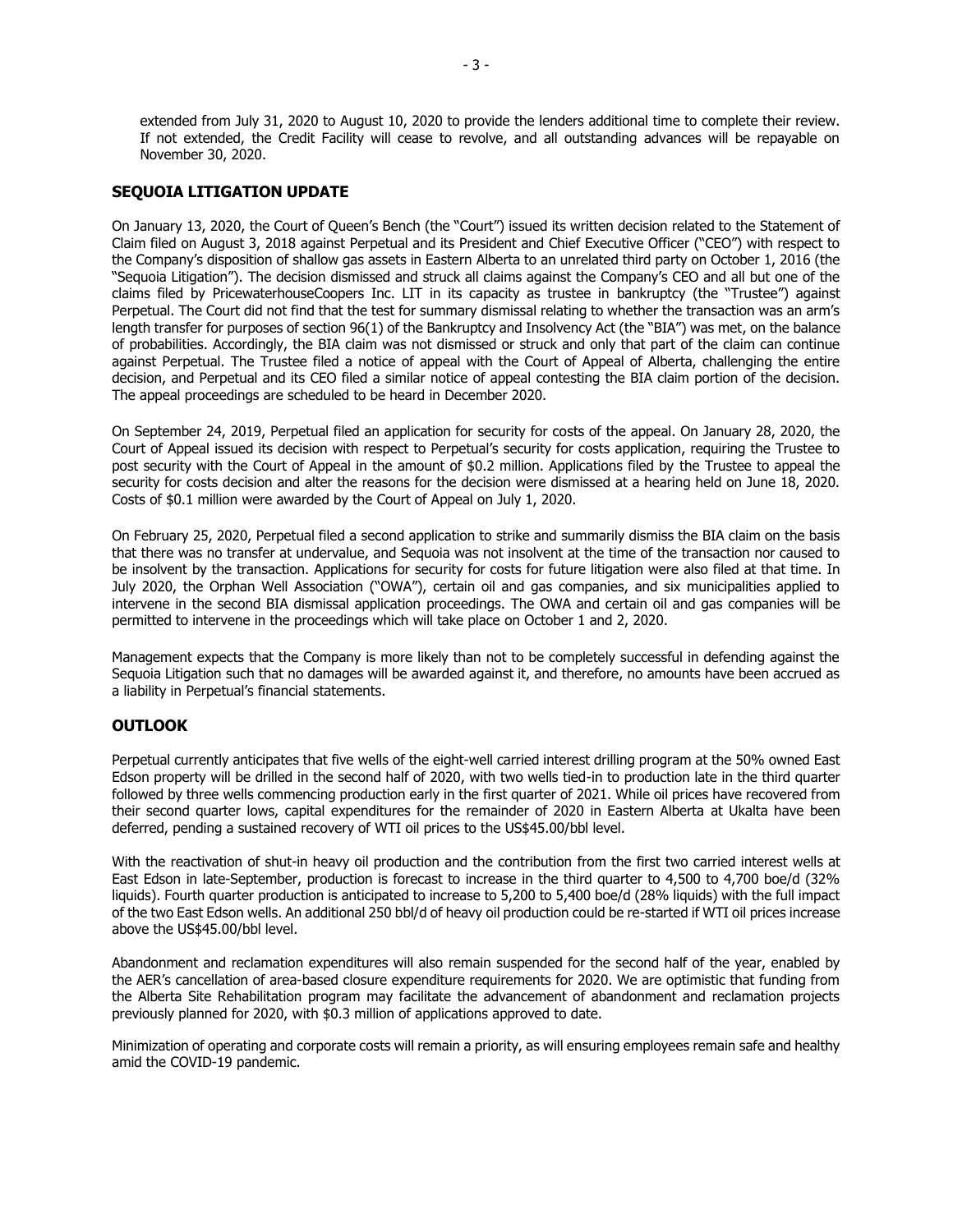extended from July 31, 2020 to August 10, 2020 to provide the lenders additional time to complete their review. If not extended, the Credit Facility will cease to revolve, and all outstanding advances will be repayable on November 30, 2020.

## SEQUOIA LITIGATION UPDATE

On January 13, 2020, the Court of Queen's Bench (the "Court") issued its written decision related to the Statement of Claim filed on August 3, 2018 against Perpetual and its President and Chief Executive Officer ("CEO") with respect to the Company's disposition of shallow gas assets in Eastern Alberta to an unrelated third party on October 1, 2016 (the "Sequoia Litigation"). The decision dismissed and struck all claims against the Company's CEO and all but one of the claims filed by PricewaterhouseCoopers Inc. LIT in its capacity as trustee in bankruptcy (the "Trustee") against Perpetual. The Court did not find that the test for summary dismissal relating to whether the transaction was an arm's length transfer for purposes of section 96(1) of the Bankruptcy and Insolvency Act (the "BIA") was met, on the balance of probabilities. Accordingly, the BIA claim was not dismissed or struck and only that part of the claim can continue against Perpetual. The Trustee filed a notice of appeal with the Court of Appeal of Alberta, challenging the entire decision, and Perpetual and its CEO filed a similar notice of appeal contesting the BIA claim portion of the decision. The appeal proceedings are scheduled to be heard in December 2020.

On September 24, 2019, Perpetual filed an application for security for costs of the appeal. On January 28, 2020, the Court of Appeal issued its decision with respect to Perpetual's security for costs application, requiring the Trustee to post security with the Court of Appeal in the amount of $0.2 million. Applications filed by the Trustee to appeal the security for costs decision and alter the reasons for the decision were dismissed at a hearing held on June 18, 2020. Costs of $0.1 million were awarded by the Court of Appeal on July 1, 2020.

On February 25, 2020, Perpetual filed a second application to strike and summarily dismiss the BIA claim on the basis that there was no transfer at undervalue, and Sequoia was not insolvent at the time of the transaction nor caused to be insolvent by the transaction. Applications for security for costs for future litigation were also filed at that time. In July 2020, the Orphan Well Association ("OWA"), certain oil and gas companies, and six municipalities applied to intervene in the second BIA dismissal application proceedings. The OWA and certain oil and gas companies will be permitted to intervene in the proceedings which will take place on October 1 and 2, 2020.

Management expects that the Company is more likely than not to be completely successful in defending against the Sequoia Litigation such that no damages will be awarded against it, and therefore, no amounts have been accrued as a liability in Perpetual's financial statements.

## OUTLOOK

Perpetual currently anticipates that five wells of the eight-well carried interest drilling program at the 50% owned East Edson property will be drilled in the second half of 2020, with two wells tied-in to production late in the third quarter followed by three wells commencing production early in the first quarter of 2021. While oil prices have recovered from their second quarter lows, capital expenditures for the remainder of 2020 in Eastern Alberta at Ukalta have been deferred, pending a sustained recovery of WTI oil prices to the US$45.00/bbl level.

With the reactivation of shut-in heavy oil production and the contribution from the first two carried interest wells at East Edson in late-September, production is forecast to increase in the third quarter to 4,500 to 4,700 boe/d (32% liquids). Fourth quarter production is anticipated to increase to 5,200 to 5,400 boe/d (28% liquids) with the full impact of the two East Edson wells. An additional 250 bbl/d of heavy oil production could be re-started if WTI oil prices increase above the US$45.00/bbl level.

Abandonment and reclamation expenditures will also remain suspended for the second half of the year, enabled by the AER's cancellation of area-based closure expenditure requirements for 2020. We are optimistic that funding from the Alberta Site Rehabilitation program may facilitate the advancement of abandonment and reclamation projects previously planned for 2020, with $0.3 million of applications approved to date.

Minimization of operating and corporate costs will remain a priority, as will ensuring employees remain safe and healthy amid the COVID-19 pandemic.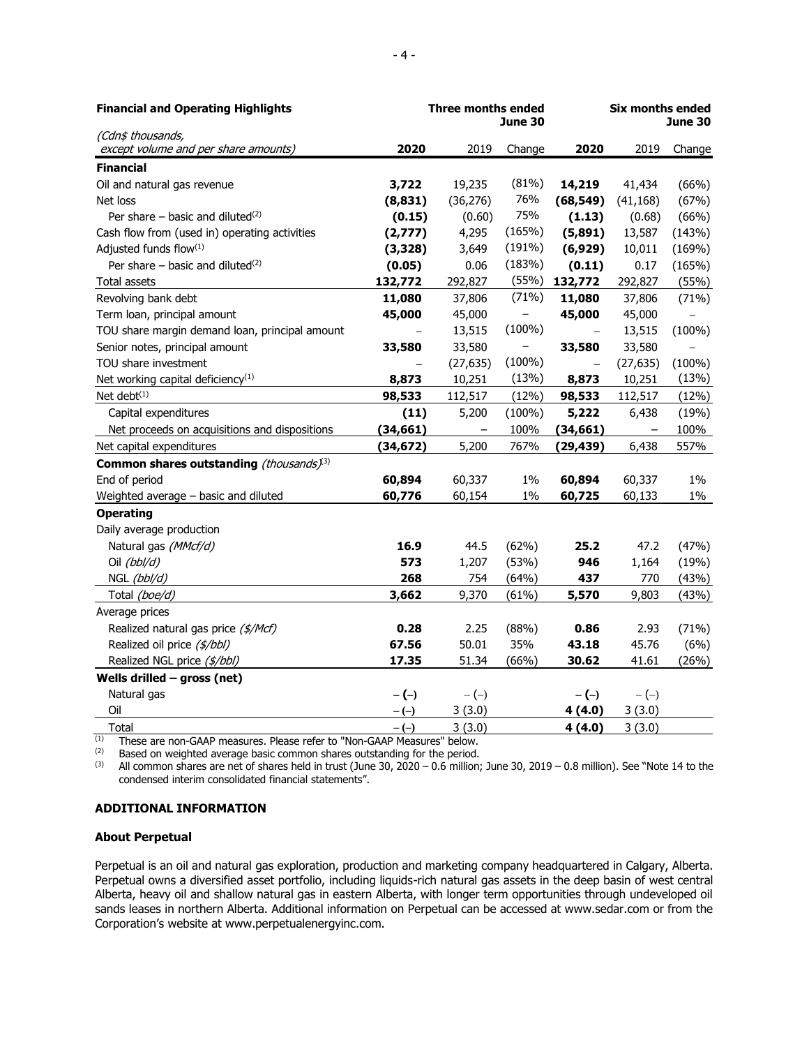| Financial and Operating Highlights | Three months ended June 30 | | | Six months ended June 30 | | |
|---|---|---|---|---|---|---|
| (Cdn$ thousands, except volume and per share amounts) | **2020** | 2019 | Change | **2020** | 2019 | Change |
| **Financial** | | | | | | |
| Oil and natural gas revenue | **3,722** | 19,235 | (81%) | **14,219** | 41,434 | (66%) |
| Net loss | **(8,831)** | (36,276) | 76% | **(68,549)** | (41,168) | (67%) |
| Per share – basic and diluted[(2)] | **(0.15)** | (0.60) | 75% | **(1.13)** | (0.68) | (66%) |
| Cash flow from (used in) operating activities | **(2,777)** | 4,295 | (165%) | **(5,891)** | 13,587 | (143%) |
| Adjusted funds flow[(1)] | **(3,328)** | 3,649 | (191%) | **(6,929)** | 10,011 | (169%) |
| Per share – basic and diluted[(2)] | **(0.05)** | 0.06 | (183%) | **(0.11)** | 0.17 | (165%) |
| Total assets | **132,772** | 292,827 | (55%) | **132,772** | 292,827 | (55%) |
| Revolving bank debt | **11,080** | 37,806 | (71%) | **11,080** | 37,806 | (71%) |
| Term loan, principal amount | **45,000** | 45,000 | – | **45,000** | 45,000 | – |
| TOU share margin demand loan, principal amount | – | 13,515 | (100%) | – | 13,515 | (100%) |
| Senior notes, principal amount | **33,580** | 33,580 | – | **33,580** | 33,580 | – |
| TOU share investment | – | (27,635) | (100%) | – | (27,635) | (100%) |
| Net working capital deficiency[(1)] | **8,873** | 10,251 | (13%) | **8,873** | 10,251 | (13%) |
| Net debt[(1)] | **98,533** | 112,517 | (12%) | **98,533** | 112,517 | (12%) |
| Capital expenditures | **(11)** | 5,200 | (100%) | **5,222** | 6,438 | (19%) |
| Net proceeds on acquisitions and dispositions | **(34,661)** | – | 100% | **(34,661)** | – | 100% |
| Net capital expenditures | **(34,672)** | 5,200 | 767% | **(29,439)** | 6,438 | 557% |
| **Common shares outstanding** *(thousands)*[(3)] | | | | | | |
| End of period | **60,894** | 60,337 | 1% | **60,894** | 60,337 | 1% |
| Weighted average – basic and diluted | **60,776** | 60,154 | 1% | **60,725** | 60,133 | 1% |
| **Operating** | | | | | | |
| Daily average production | | | | | | |
| Natural gas *(MMcf/d)* | **16.9** | 44.5 | (62%) | **25.2** | 47.2 | (47%) |
| Oil *(bbl/d)* | **573** | 1,207 | (53%) | **946** | 1,164 | (19%) |
| NGL *(bbl/d)* | **268** | 754 | (64%) | **437** | 770 | (43%) |
| Total *(boe/d)* | **3,662** | 9,370 | (61%) | **5,570** | 9,803 | (43%) |
| Average prices | | | | | | |
| Realized natural gas price *($/Mcf)* | **0.28** | 2.25 | (88%) | **0.86** | 2.93 | (71%) |
| Realized oil price *($/bbl)* | **67.56** | 50.01 | 35% | **43.18** | 45.76 | (6%) |
| Realized NGL price *($/bbl)* | **17.35** | 51.34 | (66%) | **30.62** | 41.61 | (26%) |
| **Wells drilled – gross (net)** | | | | | | |
| Natural gas | **– (–)** | – (–) | | **– (–)** | – (–) | |
| Oil | **– (–)** | 3 (3.0) | | **4 (4.0)** | 3 (3.0) | |
| Total | **– (–)** | 3 (3.0) | | **4 (4.0)** | 3 (3.0) | |

(1) These are non-GAAP measures. Please refer to "Non-GAAP Measures" below.
(2) Based on weighted average basic common shares outstanding for the period.
(3) All common shares are net of shares held in trust (June 30, 2020 – 0.6 million; June 30, 2019 – 0.8 million). See "Note 14 to the condensed interim consolidated financial statements".

## ADDITIONAL INFORMATION

### About Perpetual

Perpetual is an oil and natural gas exploration, production and marketing company headquartered in Calgary, Alberta. Perpetual owns a diversified asset portfolio, including liquids-rich natural gas assets in the deep basin of west central Alberta, heavy oil and shallow natural gas in eastern Alberta, with longer term opportunities through undeveloped oil sands leases in northern Alberta. Additional information on Perpetual can be accessed at www.sedar.com or from the Corporation's website at www.perpetualenergyinc.com.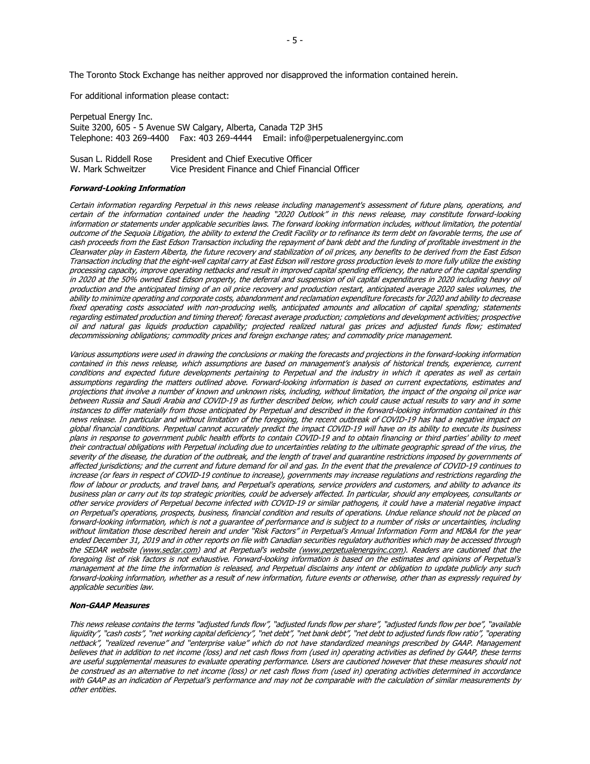The Toronto Stock Exchange has neither approved nor disapproved the information contained herein.

For additional information please contact:

Perpetual Energy Inc.
Suite 3200, 605 - 5 Avenue SW Calgary, Alberta, Canada T2P 3H5
Telephone: 403 269-4400 Fax: 403 269-4444 Email: info@perpetualenergyinc.com

Susan L. Riddell Rose President and Chief Executive Officer
W. Mark Schweitzer Vice President Finance and Chief Financial Officer

***Forward-Looking Information***

*Certain information regarding Perpetual in this news release including management's assessment of future plans, operations, and certain of the information contained under the heading "2020 Outlook" in this news release, may constitute forward-looking information or statements under applicable securities laws. The forward looking information includes, without limitation, the potential outcome of the Sequoia Litigation, the ability to extend the Credit Facility or to refinance its term debt on favorable terms, the use of cash proceeds from the East Edson Transaction including the repayment of bank debt and the funding of profitable investment in the Clearwater play in Eastern Alberta, the future recovery and stabilization of oil prices, any benefits to be derived from the East Edson Transaction including that the eight-well capital carry at East Edson will restore gross production levels to more fully utilize the existing processing capacity, improve operating netbacks and result in improved capital spending efficiency, the nature of the capital spending in 2020 at the 50% owned East Edson property, the deferral and suspension of oil capital expenditures in 2020 including heavy oil production and the anticipated timing of an oil price recovery and production restart, anticipated average 2020 sales volumes, the ability to minimize operating and corporate costs, abandonment and reclamation expenditure forecasts for 2020 and ability to decrease fixed operating costs associated with non-producing wells, anticipated amounts and allocation of capital spending; statements regarding estimated production and timing thereof; forecast average production; completions and development activities; prospective oil and natural gas liquids production capability; projected realized natural gas prices and adjusted funds flow; estimated decommissioning obligations; commodity prices and foreign exchange rates; and commodity price management.*

*Various assumptions were used in drawing the conclusions or making the forecasts and projections in the forward-looking information contained in this news release, which assumptions are based on management's analysis of historical trends, experience, current conditions and expected future developments pertaining to Perpetual and the industry in which it operates as well as certain assumptions regarding the matters outlined above. Forward-looking information is based on current expectations, estimates and projections that involve a number of known and unknown risks, including, without limitation, the impact of the ongoing oil price war between Russia and Saudi Arabia and COVID-19 as further described below, which could cause actual results to vary and in some instances to differ materially from those anticipated by Perpetual and described in the forward-looking information contained in this news release. In particular and without limitation of the foregoing, the recent outbreak of COVID-19 has had a negative impact on global financial conditions. Perpetual cannot accurately predict the impact COVID-19 will have on its ability to execute its business plans in response to government public health efforts to contain COVID-19 and to obtain financing or third parties' ability to meet their contractual obligations with Perpetual including due to uncertainties relating to the ultimate geographic spread of the virus, the severity of the disease, the duration of the outbreak, and the length of travel and quarantine restrictions imposed by governments of affected jurisdictions; and the current and future demand for oil and gas. In the event that the prevalence of COVID-19 continues to increase (or fears in respect of COVID-19 continue to increase), governments may increase regulations and restrictions regarding the flow of labour or products, and travel bans, and Perpetual's operations, service providers and customers, and ability to advance its business plan or carry out its top strategic priorities, could be adversely affected. In particular, should any employees, consultants or other service providers of Perpetual become infected with COVID-19 or similar pathogens, it could have a material negative impact on Perpetual's operations, prospects, business, financial condition and results of operations. Undue reliance should not be placed on forward-looking information, which is not a guarantee of performance and is subject to a number of risks or uncertainties, including without limitation those described herein and under "Risk Factors" in Perpetual's Annual Information Form and MD&A for the year ended December 31, 2019 and in other reports on file with Canadian securities regulatory authorities which may be accessed through the SEDAR website (www.sedar.com) and at Perpetual's website (www.perpetualenergyinc.com). Readers are cautioned that the foregoing list of risk factors is not exhaustive. Forward-looking information is based on the estimates and opinions of Perpetual's management at the time the information is released, and Perpetual disclaims any intent or obligation to update publicly any such forward-looking information, whether as a result of new information, future events or otherwise, other than as expressly required by applicable securities law.*

***Non-GAAP Measures***

*This news release contains the terms "adjusted funds flow", "adjusted funds flow per share", "adjusted funds flow per boe", "available liquidity", "cash costs", "net working capital deficiency", "net debt", "net bank debt", "net debt to adjusted funds flow ratio", "operating netback", "realized revenue" and "enterprise value" which do not have standardized meanings prescribed by GAAP. Management believes that in addition to net income (loss) and net cash flows from (used in) operating activities as defined by GAAP, these terms are useful supplemental measures to evaluate operating performance. Users are cautioned however that these measures should not be construed as an alternative to net income (loss) or net cash flows from (used in) operating activities determined in accordance with GAAP as an indication of Perpetual's performance and may not be comparable with the calculation of similar measurements by other entities.*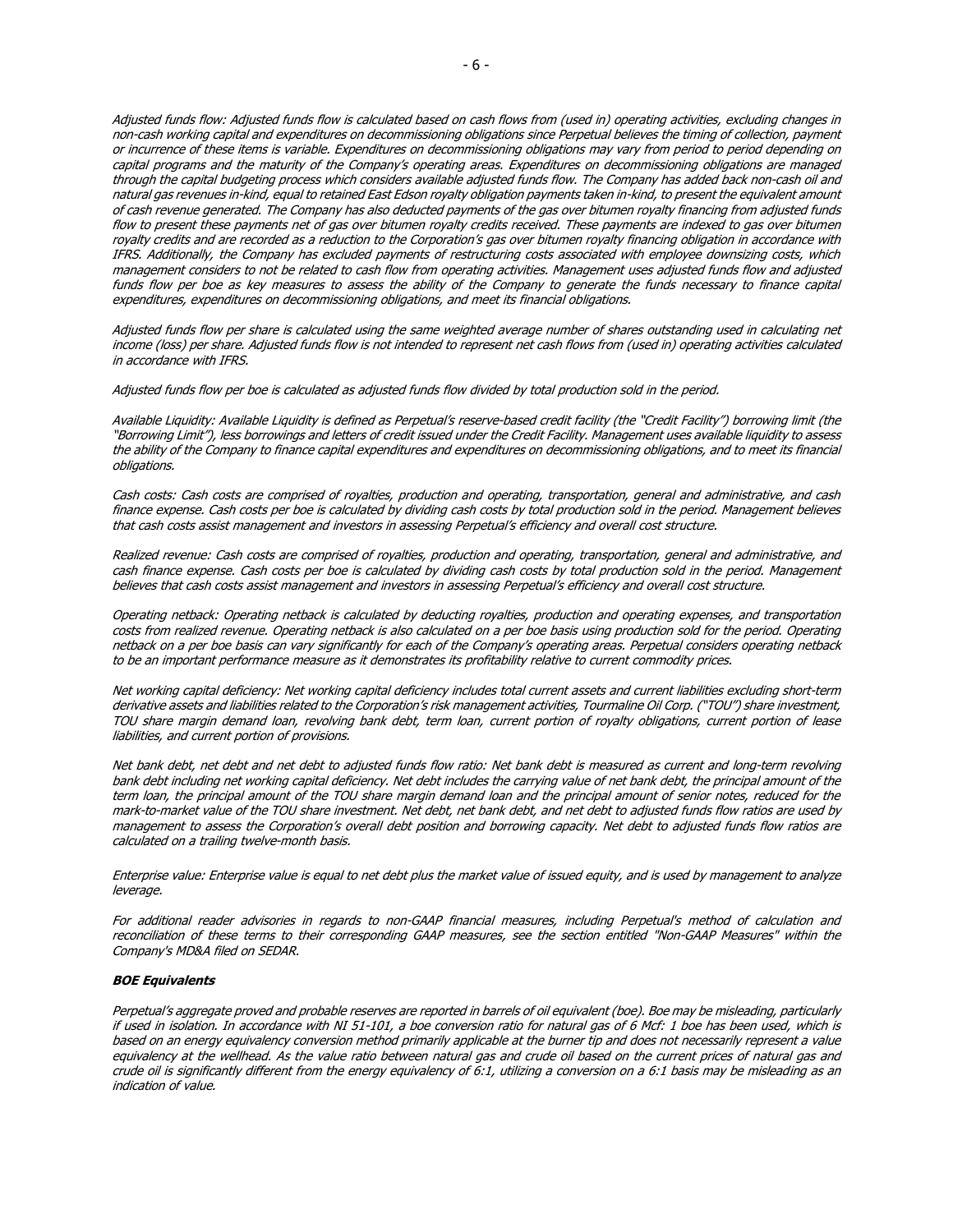*Adjusted funds flow: Adjusted funds flow is calculated based on cash flows from (used in) operating activities, excluding changes in non-cash working capital and expenditures on decommissioning obligations since Perpetual believes the timing of collection, payment or incurrence of these items is variable. Expenditures on decommissioning obligations may vary from period to period depending on capital programs and the maturity of the Company's operating areas. Expenditures on decommissioning obligations are managed through the capital budgeting process which considers available adjusted funds flow. The Company has added back non-cash oil and natural gas revenues in-kind, equal to retained East Edson royalty obligation payments taken in-kind, to present the equivalent amount of cash revenue generated. The Company has also deducted payments of the gas over bitumen royalty financing from adjusted funds flow to present these payments net of gas over bitumen royalty credits received. These payments are indexed to gas over bitumen royalty credits and are recorded as a reduction to the Corporation's gas over bitumen royalty financing obligation in accordance with IFRS. Additionally, the Company has excluded payments of restructuring costs associated with employee downsizing costs, which management considers to not be related to cash flow from operating activities. Management uses adjusted funds flow and adjusted funds flow per boe as key measures to assess the ability of the Company to generate the funds necessary to finance capital expenditures, expenditures on decommissioning obligations, and meet its financial obligations.*

*Adjusted funds flow per share is calculated using the same weighted average number of shares outstanding used in calculating net income (loss) per share. Adjusted funds flow is not intended to represent net cash flows from (used in) operating activities calculated in accordance with IFRS.*

*Adjusted funds flow per boe is calculated as adjusted funds flow divided by total production sold in the period.*

*Available Liquidity: Available Liquidity is defined as Perpetual's reserve-based credit facility (the "Credit Facility") borrowing limit (the "Borrowing Limit"), less borrowings and letters of credit issued under the Credit Facility. Management uses available liquidity to assess the ability of the Company to finance capital expenditures and expenditures on decommissioning obligations, and to meet its financial obligations.*

*Cash costs: Cash costs are comprised of royalties, production and operating, transportation, general and administrative, and cash finance expense. Cash costs per boe is calculated by dividing cash costs by total production sold in the period. Management believes that cash costs assist management and investors in assessing Perpetual's efficiency and overall cost structure.*

*Realized revenue: Cash costs are comprised of royalties, production and operating, transportation, general and administrative, and cash finance expense. Cash costs per boe is calculated by dividing cash costs by total production sold in the period. Management believes that cash costs assist management and investors in assessing Perpetual's efficiency and overall cost structure.*

*Operating netback: Operating netback is calculated by deducting royalties, production and operating expenses, and transportation costs from realized revenue. Operating netback is also calculated on a per boe basis using production sold for the period. Operating netback on a per boe basis can vary significantly for each of the Company's operating areas. Perpetual considers operating netback to be an important performance measure as it demonstrates its profitability relative to current commodity prices.*

*Net working capital deficiency: Net working capital deficiency includes total current assets and current liabilities excluding short-term derivative assets and liabilities related to the Corporation's risk management activities, Tourmaline Oil Corp. ("TOU") share investment, TOU share margin demand loan, revolving bank debt, term loan, current portion of royalty obligations, current portion of lease liabilities, and current portion of provisions.*

*Net bank debt, net debt and net debt to adjusted funds flow ratio: Net bank debt is measured as current and long-term revolving bank debt including net working capital deficiency. Net debt includes the carrying value of net bank debt, the principal amount of the term loan, the principal amount of the TOU share margin demand loan and the principal amount of senior notes, reduced for the mark-to-market value of the TOU share investment. Net debt, net bank debt, and net debt to adjusted funds flow ratios are used by management to assess the Corporation's overall debt position and borrowing capacity. Net debt to adjusted funds flow ratios are calculated on a trailing twelve-month basis.*

*Enterprise value: Enterprise value is equal to net debt plus the market value of issued equity, and is used by management to analyze leverage.*

*For additional reader advisories in regards to non-GAAP financial measures, including Perpetual's method of calculation and reconciliation of these terms to their corresponding GAAP measures, see the section entitled "Non-GAAP Measures" within the Company's MD&A filed on SEDAR.*

***BOE Equivalents***

*Perpetual's aggregate proved and probable reserves are reported in barrels of oil equivalent (boe). Boe may be misleading, particularly if used in isolation. In accordance with NI 51-101, a boe conversion ratio for natural gas of 6 Mcf: 1 boe has been used, which is based on an energy equivalency conversion method primarily applicable at the burner tip and does not necessarily represent a value equivalency at the wellhead. As the value ratio between natural gas and crude oil based on the current prices of natural gas and crude oil is significantly different from the energy equivalency of 6:1, utilizing a conversion on a 6:1 basis may be misleading as an indication of value.*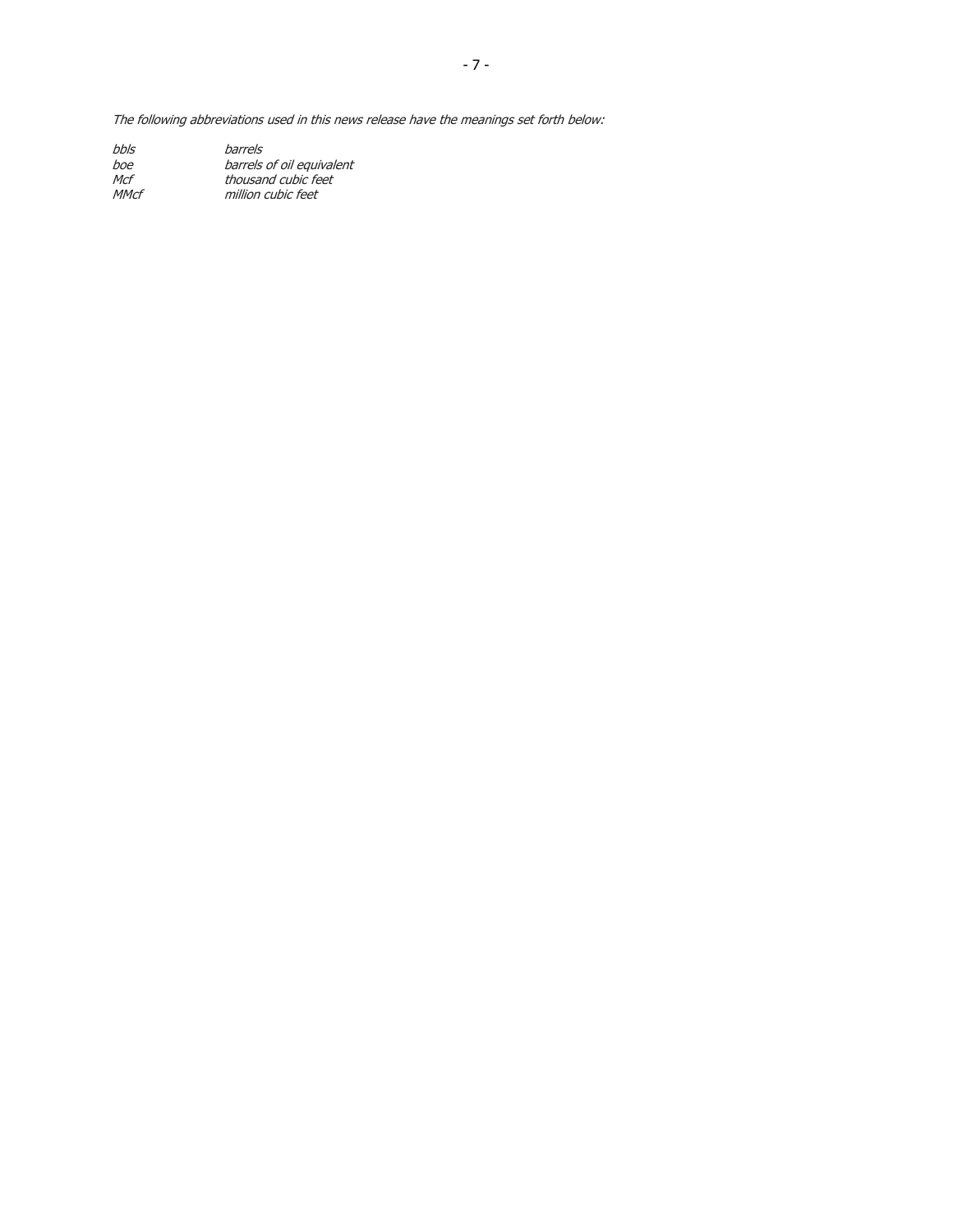*The following abbreviations used in this news release have the meanings set forth below:*

| | |
|---|---|
| *bbls* | *barrels* |
| *boe* | *barrels of oil equivalent* |
| *Mcf* | *thousand cubic feet* |
| *MMcf* | *million cubic feet* |